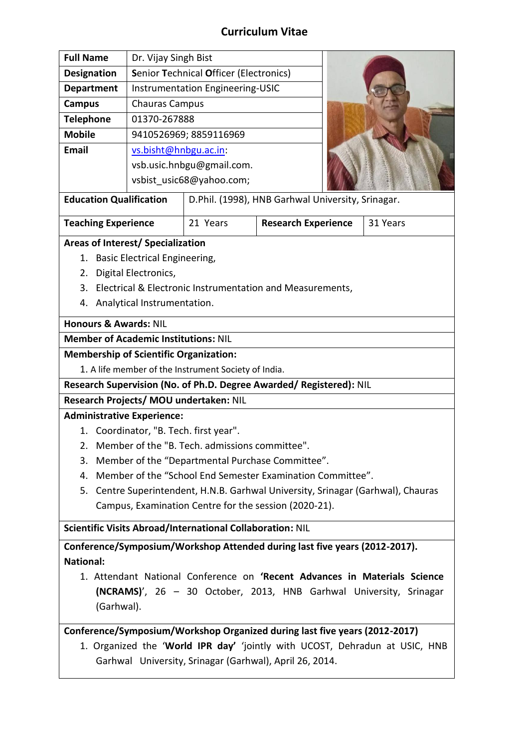# Curriculum Vitae

| | |
|---|---|
| **Full Name** | Dr. Vijay Singh Bist |
| **Designation** | **S**enior **T**echnical **O**fficer (Electronics) |
| **Department** | Instrumentation Engineering-USIC |
| **Campus** | Chauras Campus |
| **Telephone** | 01370-267888 |
| **Mobile** | 9410526969; 8859116969 |
| **Email** | vs.bisht@hnbgu.ac.in: vsb.usic.hnbgu@gmail.com. vsbist_usic68@yahoo.com; |

| | | | |
|---|---|---|---|
| **Education Qualification** | D.Phil. (1998), HNB Garhwal University, Srinagar. | | |
| **Teaching Experience** | 21 Years | **Research Experience** | 31 Years |

**Areas of Interest/ Specialization**

1. Basic Electrical Engineering,
2. Digital Electronics,
3. Electrical & Electronic Instrumentation and Measurements,
4. Analytical Instrumentation.

**Honours & Awards:** NIL

**Member of Academic Institutions:** NIL

**Membership of Scientific Organization:**

1. A life member of the Instrument Society of India.

**Research Supervision (No. of Ph.D. Degree Awarded/ Registered):** NIL

**Research Projects/ MOU undertaken:** NIL

**Administrative Experience:**

1. Coordinator, "B. Tech. first year".
2. Member of the "B. Tech. admissions committee".
3. Member of the "Departmental Purchase Committee".
4. Member of the "School End Semester Examination Committee".
5. Centre Superintendent, H.N.B. Garhwal University, Srinagar (Garhwal), Chauras Campus, Examination Centre for the session (2020-21).

**Scientific Visits Abroad/International Collaboration:** NIL

**Conference/Symposium/Workshop Attended during last five years (2012-2017).**

**National:**

1. Attendant National Conference on '**Recent Advances in Materials Science (NCRAMS)**', 26 – 30 October, 2013, HNB Garhwal University, Srinagar (Garhwal).

**Conference/Symposium/Workshop Organized during last five years (2012-2017)**

1. Organized the '**World IPR day'** 'jointly with UCOST, Dehradun at USIC, HNB Garhwal University, Srinagar (Garhwal), April 26, 2014.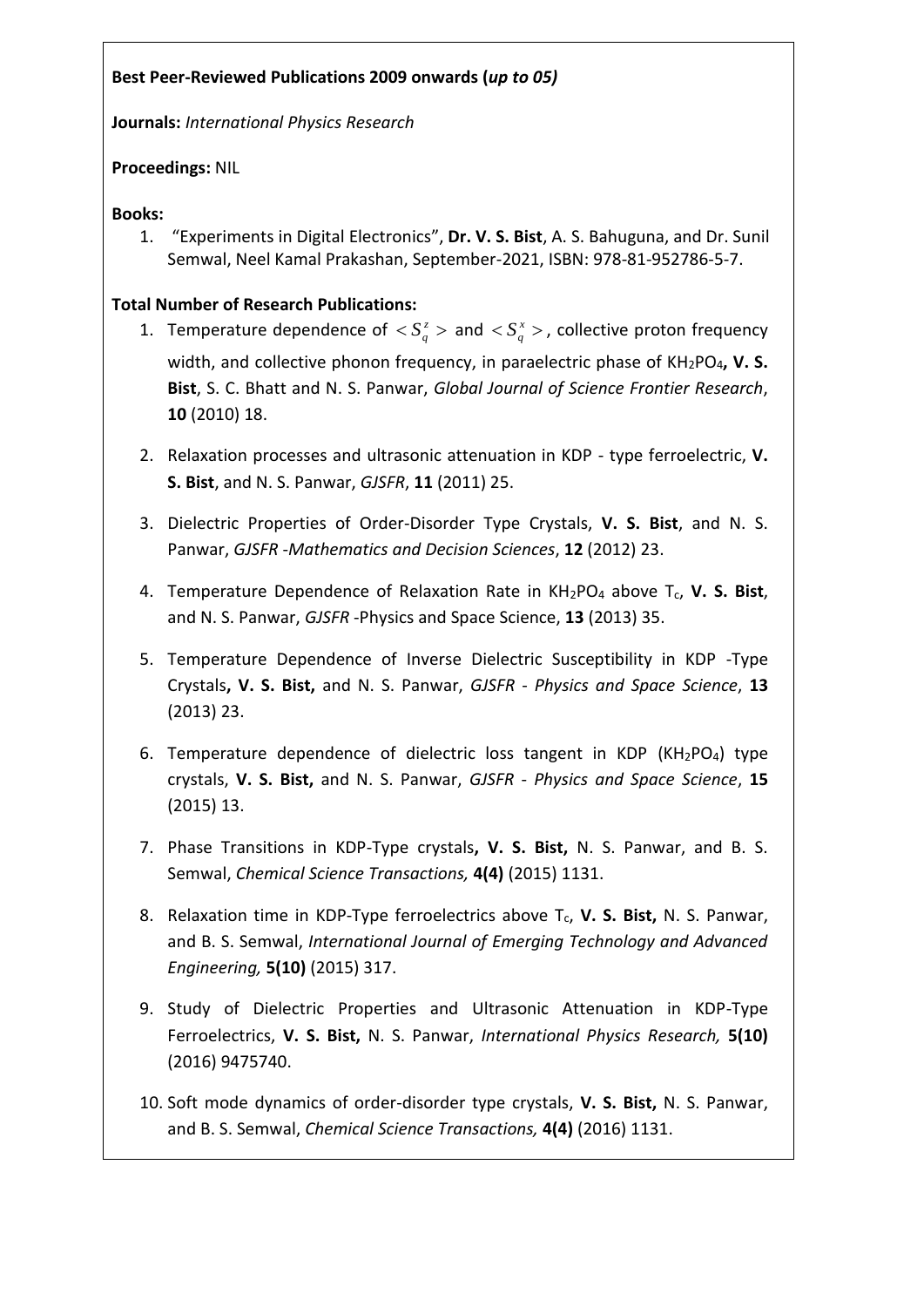**Best Peer-Reviewed Publications 2009 onwards (*up to 05)***

**Journals:** *International Physics Research*

**Proceedings:** NIL

**Books:**

1. "Experiments in Digital Electronics", **Dr. V. S. Bist**, A. S. Bahuguna, and Dr. Sunil Semwal, Neel Kamal Prakashan, September-2021, ISBN: 978-81-952786-5-7.

**Total Number of Research Publications:**

1. Temperature dependence of $< S_q^z >$ and $< S_q^x >$, collective proton frequency width, and collective phonon frequency, in paraelectric phase of $KH_2PO_4$**, V. S. Bist**, S. C. Bhatt and N. S. Panwar, *Global Journal of Science Frontier Research*, **10** (2010) 18.

2. Relaxation processes and ultrasonic attenuation in KDP - type ferroelectric, **V. S. Bist**, and N. S. Panwar, *GJSFR*, **11** (2011) 25.

3. Dielectric Properties of Order-Disorder Type Crystals, **V. S. Bist**, and N. S. Panwar, *GJSFR -Mathematics and Decision Sciences*, **12** (2012) 23.

4. Temperature Dependence of Relaxation Rate in $KH_2PO_4$ above $T_c$, **V. S. Bist**, and N. S. Panwar, *GJSFR* -Physics and Space Science, **13** (2013) 35.

5. Temperature Dependence of Inverse Dielectric Susceptibility in KDP -Type Crystals**, V. S. Bist,** and N. S. Panwar, *GJSFR - Physics and Space Science*, **13** (2013) 23.

6. Temperature dependence of dielectric loss tangent in KDP ($KH_2PO_4$) type crystals, **V. S. Bist,** and N. S. Panwar, *GJSFR - Physics and Space Science*, **15** (2015) 13.

7. Phase Transitions in KDP-Type crystals**, V. S. Bist,** N. S. Panwar, and B. S. Semwal, *Chemical Science Transactions,* **4(4)** (2015) 1131.

8. Relaxation time in KDP-Type ferroelectrics above $T_c$, **V. S. Bist,** N. S. Panwar, and B. S. Semwal, *International Journal of Emerging Technology and Advanced Engineering,* **5(10)** (2015) 317.

9. Study of Dielectric Properties and Ultrasonic Attenuation in KDP-Type Ferroelectrics, **V. S. Bist,** N. S. Panwar, *International Physics Research,* **5(10)** (2016) 9475740.

10. Soft mode dynamics of order-disorder type crystals, **V. S. Bist,** N. S. Panwar, and B. S. Semwal, *Chemical Science Transactions,* **4(4)** (2016) 1131.